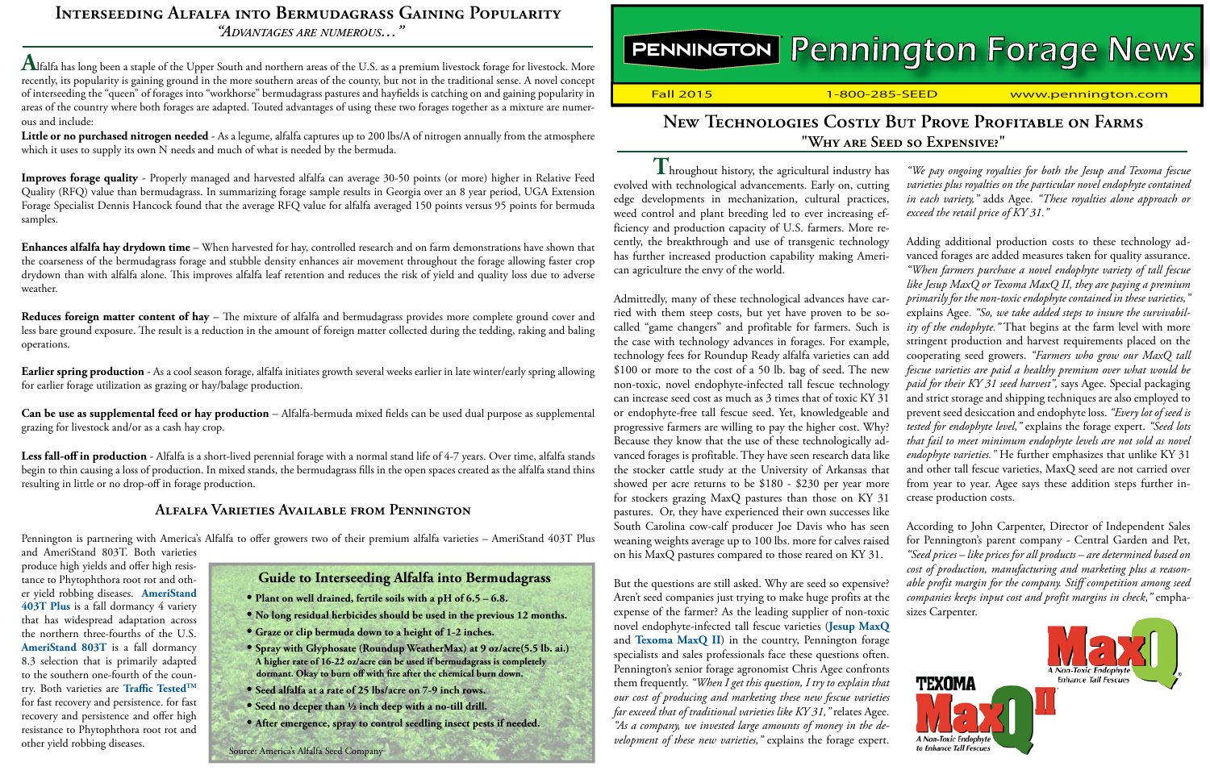# Pennington Forage News

Fall 2015 | 1-800-285-SEED | www.pennington.com

## Interseeding Alfalfa into Bermudagrass Gaining Popularity

*"Advantages are numerous..."*

Alfalfa has long been a staple of the Upper South and northern areas of the U.S. as a premium livestock forage for livestock. More recently, its popularity is gaining ground in the more southern areas of the county, but not in the traditional sense. A novel concept of interseeding the "queen" of forages into "workhorse" bermudagrass pastures and hayfields is catching on and gaining popularity in areas of the country where both forages are adapted. Touted advantages of using these two forages together as a mixture are numerous and include:

**Little or no purchased nitrogen needed** - As a legume, alfalfa captures up to 200 lbs/A of nitrogen annually from the atmosphere which it uses to supply its own N needs and much of what is needed by the bermuda.

**Improves forage quality** - Properly managed and harvested alfalfa can average 30-50 points (or more) higher in Relative Feed Quality (RFQ) value than bermudagrass. In summarizing forage sample results in Georgia over an 8 year period, UGA Extension Forage Specialist Dennis Hancock found that the average RFQ value for alfalfa averaged 150 points versus 95 points for bermuda samples.

**Enhances alfalfa hay drydown time** – When harvested for hay, controlled research and on farm demonstrations have shown that the coarseness of the bermudagrass forage and stubble density enhances air movement throughout the forage allowing faster crop drydown than with alfalfa alone. This improves alfalfa leaf retention and reduces the risk of yield and quality loss due to adverse weather.

**Reduces foreign matter content of hay** – The mixture of alfalfa and bermudagrass provides more complete ground cover and less bare ground exposure. The result is a reduction in the amount of foreign matter collected during the tedding, raking and baling operations.

**Earlier spring production** - As a cool season forage, alfalfa initiates growth several weeks earlier in late winter/early spring allowing for earlier forage utilization as grazing or hay/balage production.

**Can be use as supplemental feed or hay production** – Alfalfa-bermuda mixed fields can be used dual purpose as supplemental grazing for livestock and/or as a cash hay crop.

**Less fall-off in production** - Alfalfa is a short-lived perennial forage with a normal stand life of 4-7 years. Over time, alfalfa stands begin to thin causing a loss of production. In mixed stands, the bermudagrass fills in the open spaces created as the alfalfa stand thins resulting in little or no drop-off in forage production.

### Alfalfa Varieties Available from Pennington

Pennington is partnering with America's Alfalfa to offer growers two of their premium alfalfa varieties – AmeriStand 403T Plus and AmeriStand 803T. Both varieties produce high yields and offer high resistance to Phytophthora root rot and other yield robbing diseases. **AmeriStand 403T Plus** is a fall dormancy 4 variety that has widespread adaptation across the northern three-fourths of the U.S. **AmeriStand 803T** is a fall dormancy 8.3 selection that is primarily adapted to the southern one-fourth of the country. Both varieties are **Traffic Tested™** for fast recovery and persistence. for fast recovery and persistence and offer high resistance to Phytophthora root rot and other yield robbing diseases.

**Guide to Interseeding Alfalfa into Bermudagrass**

- **Plant on well drained, fertile soils with a pH of 6.5 – 6.8.**
- **No long residual herbicides should be used in the previous 12 months.**
- **Graze or clip bermuda down to a height of 1-2 inches.**
- **Spray with Glyphosate (Roundup WeatherMax) at 9 oz/acre(5.5 lb. ai.)**
  **A higher rate of 16-22 oz/acre can be used if bermudagrass is completely dormant. Okay to burn off with fire after the chemical burn down.**
- **Seed alfalfa at a rate of 25 lbs/acre on 7-9 inch rows.**
- **Seed no deeper than ½ inch deep with a no-till drill.**
- **After emergence, spray to control seedling insect pests if needed.**

Source: America's Alfalfa Seed Company

## New Technologies Costly But Prove Profitable on Farms

### "Why are Seed so Expensive?"

Throughout history, the agricultural industry has evolved with technological advancements. Early on, cutting edge developments in mechanization, cultural practices, weed control and plant breeding led to ever increasing efficiency and production capacity of U.S. farmers. More recently, the breakthrough and use of transgenic technology has further increased production capability making American agriculture the envy of the world.

Admittedly, many of these technological advances have carried with them steep costs, but yet have proven to be so-called "game changers" and profitable for farmers. Such is the case with technology advances in forages. For example, technology fees for Roundup Ready alfalfa varieties can add $100 or more to the cost of a 50 lb. bag of seed. The new non-toxic, novel endophyte-infected tall fescue technology can increase seed cost as much as 3 times that of toxic KY 31 or endophyte-free tall fescue seed. Yet, knowledgeable and progressive farmers are willing to pay the higher cost. Why? Because they know that the use of these technologically advanced forages is profitable. They have seen research data like the stocker cattle study at the University of Arkansas that showed per acre returns to be $180 - $230 per year more for stockers grazing MaxQ pastures than those on KY 31 pastures. Or, they have experienced their own successes like South Carolina cow-calf producer Joe Davis who has seen weaning weights average up to 100 lbs. more for calves raised on his MaxQ pastures compared to those reared on KY 31.

But the questions are still asked. Why are seed so expensive? Aren't seed companies just trying to make huge profits at the expense of the farmer? As the leading supplier of non-toxic novel endophyte-infected tall fescue varieties (**Jesup MaxQ** and **Texoma MaxQ II**) in the country, Pennington forage specialists and sales professionals face these questions often. Pennington's senior forage agronomist Chris Agee confronts them frequently. *"When I get this question, I try to explain that our cost of producing and marketing these new fescue varieties far exceed that of traditional varieties like KY 31,"* relates Agee. *"As a company, we invested large amounts of money in the development of these new varieties,"* explains the forage expert. *"We pay ongoing royalties for both the Jesup and Texoma fescue varieties plus royalties on the particular novel endophyte contained in each variety,"* adds Agee. *"These royalties alone approach or exceed the retail price of KY 31."*

Adding additional production costs to these technology advanced forages are added measures taken for quality assurance. *"When farmers purchase a novel endophyte variety of tall fescue like Jesup MaxQ or Texoma MaxQ II, they are paying a premium primarily for the non-toxic endophyte contained in these varieties,"* explains Agee. *"So, we take added steps to insure the survivability of the endophyte."* That begins at the farm level with more stringent production and harvest requirements placed on the cooperating seed growers. *"Farmers who grow our MaxQ tall fescue varieties are paid a healthy premium over what would be paid for their KY 31 seed harvest",* says Agee. Special packaging and strict storage and shipping techniques are also employed to prevent seed desiccation and endophyte loss. *"Every lot of seed is tested for endophyte level,"* explains the forage expert. *"Seed lots that fail to meet minimum endophyte levels are not sold as novel endophyte varieties."* He further emphasizes that unlike KY 31 and other tall fescue varieties, MaxQ seed are not carried over from year to year. Agee says these addition steps further increase production costs.

According to John Carpenter, Director of Independent Sales for Pennington's parent company - Central Garden and Pet, *"Seed prices – like prices for all products – are determined based on cost of production, manufacturing and marketing plus a reasonable profit margin for the company. Stiff competition among seed companies keeps input cost and profit margins in check,"* emphasizes Carpenter.

MaxQ – A Non-Toxic Endophyte Enhance Tall Fescues

Texoma MaxQ II – A Non-Toxic Endophyte to Enhance Tall Fescues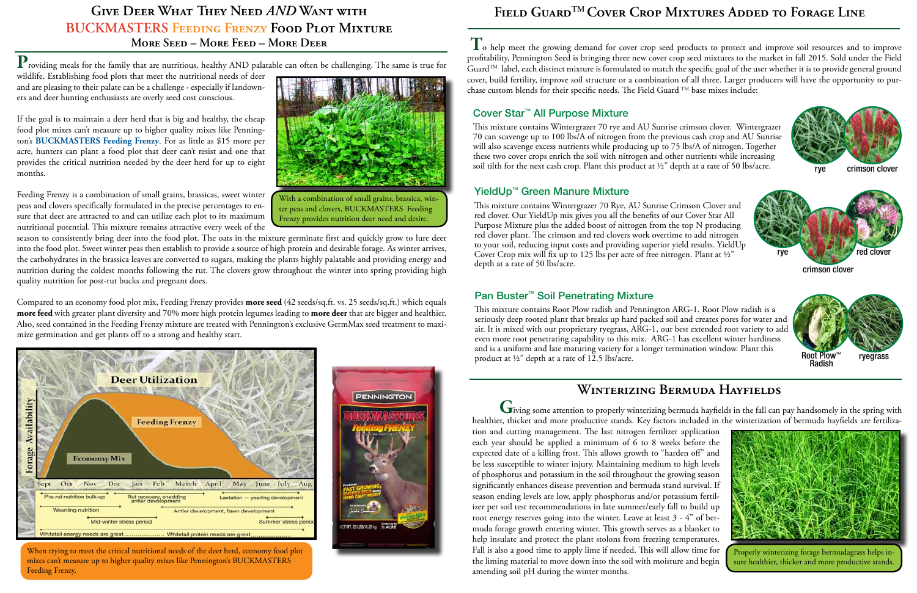# Give Deer What They Need *AND* Want with BUCKMASTERS Feeding Frenzy Food Plot Mixture

### More Seed – More Feed – More Deer

Providing meals for the family that are nutritious, healthy AND palatable can often be challenging. The same is true for wildlife. Establishing food plots that meet the nutritional needs of deer and are pleasing to their palate can be a challenge - especially if landowners and deer hunting enthusiasts are overly seed cost conscious.

If the goal is to maintain a deer herd that is big and healthy, the cheap food plot mixes can't measure up to higher quality mixes like Pennington's **BUCKMASTERS Feeding Frenzy**. For as little as $15 more per acre, hunters can plant a food plot that deer can't resist and one that provides the critical nutrition needed by the deer herd for up to eight months.

With a combination of small grains, brassica, winter peas and clovers, BUCKMASTERS Feeding Frenzy provides nutrition deer need and desire.

Feeding Frenzy is a combination of small grains, brassicas, sweet winter peas and clovers specifically formulated in the precise percentages to ensure that deer are attracted to and can utilize each plot to its maximum nutritional potential. This mixture remains attractive every week of the season to consistently bring deer into the food plot. The oats in the mixture germinate first and quickly grow to lure deer into the food plot. Sweet winter peas then establish to provide a source of high protein and desirable forage. As winter arrives, the carbohydrates in the brassica leaves are converted to sugars, making the plants highly palatable and providing energy and nutrition during the coldest months following the rut. The clovers grow throughout the winter into spring providing high quality nutrition for post-rut bucks and pregnant does.

Compared to an economy food plot mix, Feeding Frenzy provides **more seed** (42 seeds/sq.ft. vs. 25 seeds/sq.ft.) which equals **more feed** with greater plant diversity and 70% more high protein legumes leading to **more deer** that are bigger and healthier. Also, seed contained in the Feeding Frenzy mixture are treated with Pennington's exclusive GermMax seed treatment to maximize germination and get plants off to a strong and healthy start.

When trying to meet the critical nutritional needs of the deer herd, economy food plot mixes can't measure up to higher quality mixes like Pennington's BUCKMASTERS Feeding Frenzy.

# Field Guard™ Cover Crop Mixtures Added to Forage Line

To help meet the growing demand for cover crop seed products to protect and improve soil resources and to improve profitability, Pennington Seed is bringing three new cover crop seed mixtures to the market in fall 2015. Sold under the Field Guard™ label, each distinct mixture is formulated to match the specific goal of the user whether it is to provide general ground cover, build fertility, improve soil structure or a combination of all three. Larger producers will have the opportunity to purchase custom blends for their specific needs. The Field Guard ™ base mixes include:

### Cover Star™ All Purpose Mixture

This mixture contains Wintergrazer 70 rye and AU Sunrise crimson clover. Wintergrazer 70 can scavenge up to 100 lbs/A of nitrogen from the previous cash crop and AU Sunrise will also scavenge excess nutrients while producing up to 75 lbs/A of nitrogen. Together these two cover crops enrich the soil with nitrogen and other nutrients while increasing soil tilth for the next cash crop. Plant this product at ½" depth at a rate of 50 lbs/acre.

rye crimson clover

### YieldUp™ Green Manure Mixture

This mixture contains Wintergrazer 70 Rye, AU Sunrise Crimson Clover and red clover. Our YieldUp mix gives you all the benefits of our Cover Star All Purpose Mixture plus the added boost of nitrogen from the top N producing red clover plant. The crimson and red clovers work overtime to add nitrogen to your soil, reducing input costs and providing superior yield results. YieldUp Cover Crop mix will fix up to 125 lbs per acre of free nitrogen. Plant at ½" depth at a rate of 50 lbs/acre.

rye crimson clover red clover

### Pan Buster™ Soil Penetrating Mixture

This mixture contains Root Plow radish and Pennington ARG-1. Root Plow radish is a seriously deep rooted plant that breaks up hard packed soil and creates pores for water and air. It is mixed with our proprietary ryegrass, ARG-1, our best extended root variety to add even more root penetrating capability to this mix. ARG-1 has excellent winter hardiness and is a uniform and late maturing variety for a longer termination window. Plant this product at ½" depth at a rate of 12.5 lbs/acre.

Root Plow™ Radish ryegrass

# Winterizing Bermuda Hayfields

Giving some attention to properly winterizing bermuda hayfields in the fall can pay handsomely in the spring with healthier, thicker and more productive stands. Key factors included in the winterization of bermuda hayfields are fertilization and cutting management. The last nitrogen fertilizer application each year should be applied a minimum of 6 to 8 weeks before the expected date of a killing frost. This allows growth to "harden off" and be less susceptible to winter injury. Maintaining medium to high levels of phosphorus and potassium in the soil throughout the growing season significantly enhances disease prevention and bermuda stand survival. If season ending levels are low, apply phosphorus and/or potassium fertilizer per soil test recommendations in late summer/early fall to build up root energy reserves going into the winter. Leave at least 3 - 4" of bermuda forage growth entering winter. This growth serves as a blanket to help insulate and protect the plant stolons from freezing temperatures. Fall is also a good time to apply lime if needed. This will allow time for the liming material to move down into the soil with moisture and begin amending soil pH during the winter months.

Properly winterizing forage bermudagrass helps insure healthier, thicker and more productive stands.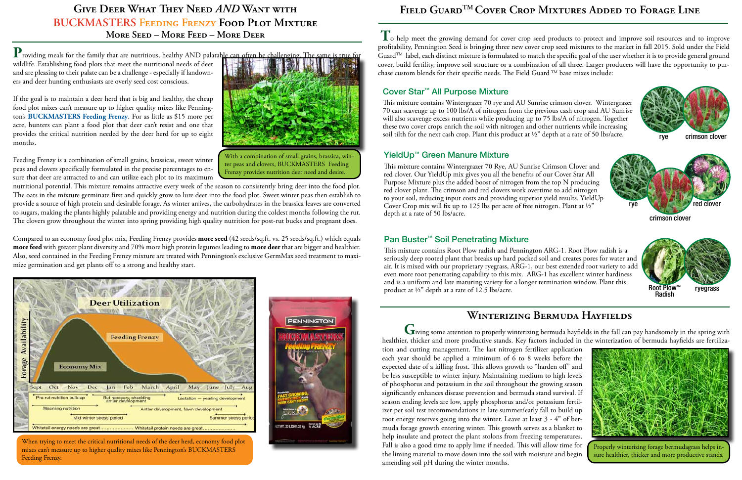# Give Deer What They Need *AND* Want with BUCKMASTERS Feeding Frenzy Food Plot Mixture

## More Seed – More Feed – More Deer

Providing meals for the family that are nutritious, healthy AND palatable can often be challenging. The same is true for wildlife. Establishing food plots that meet the nutritional needs of deer and are pleasing to their palate can be a challenge - especially if landowners and deer hunting enthusiasts are overly seed cost conscious.

If the goal is to maintain a deer herd that is big and healthy, the cheap food plot mixes can't measure up to higher quality mixes like Pennington's **BUCKMASTERS Feeding Frenzy**. For as little as $15 more per acre, hunters can plant a food plot that deer can't resist and one that provides the critical nutrition needed by the deer herd for up to eight months.

With a combination of small grains, brassica, winter peas and clovers, BUCKMASTERS Feeding Frenzy provides nutrition deer need and desire.

Feeding Frenzy is a combination of small grains, brassicas, sweet winter peas and clovers specifically formulated in the precise percentages to ensure that deer are attracted to and can utilize each plot to its maximum nutritional potential. This mixture remains attractive every week of the season to consistently bring deer into the food plot. The oats in the mixture germinate first and quickly grow to lure deer into the food plot. Sweet winter peas then establish to provide a source of high protein and desirable forage. As winter arrives, the carbohydrates in the brassica leaves are converted to sugars, making the plants highly palatable and providing energy and nutrition during the coldest months following the rut. The clovers grow throughout the winter into spring providing high quality nutrition for post-rut bucks and pregnant does.

Compared to an economy food plot mix, Feeding Frenzy provides **more seed** (42 seeds/sq.ft. vs. 25 seeds/sq.ft.) which equals **more feed** with greater plant diversity and 70% more high protein legumes leading to **more deer** that are bigger and healthier. Also, seed contained in the Feeding Frenzy mixture are treated with Pennington's exclusive GermMax seed treatment to maximize germination and get plants off to a strong and healthy start.

When trying to meet the critical nutritional needs of the deer herd, economy food plot mixes can't measure up to higher quality mixes like Pennington's BUCKMASTERS Feeding Frenzy.

# Field Guard™ Cover Crop Mixtures Added to Forage Line

To help meet the growing demand for cover crop seed products to protect and improve soil resources and to improve profitability, Pennington Seed is bringing three new cover crop seed mixtures to the market in fall 2015. Sold under the Field Guard™ label, each distinct mixture is formulated to match the specific goal of the user whether it is to provide general ground cover, build fertility, improve soil structure or a combination of all three. Larger producers will have the opportunity to purchase custom blends for their specific needs. The Field Guard ™ base mixes include:

### Cover Star™ All Purpose Mixture

This mixture contains Wintergrazer 70 rye and AU Sunrise crimson clover. Wintergrazer 70 can scavenge up to 100 lbs/A of nitrogen from the previous cash crop and AU Sunrise will also scavenge excess nutrients while producing up to 75 lbs/A of nitrogen. Together these two cover crops enrich the soil with nitrogen and other nutrients while increasing soil tilth for the next cash crop. Plant this product at ½" depth at a rate of 50 lbs/acre.

rye — crimson clover

### YieldUp™ Green Manure Mixture

This mixture contains Wintergrazer 70 Rye, AU Sunrise Crimson Clover and red clover. Our YieldUp mix gives you all the benefits of our Cover Star All Purpose Mixture plus the added boost of nitrogen from the top N producing red clover plant. The crimson and red clovers work overtime to add nitrogen to your soil, reducing input costs and providing superior yield results. YieldUp Cover Crop mix will fix up to 125 lbs per acre of free nitrogen. Plant at ½" depth at a rate of 50 lbs/acre.

rye — crimson clover — red clover

### Pan Buster™ Soil Penetrating Mixture

This mixture contains Root Plow radish and Pennington ARG-1. Root Plow radish is a seriously deep rooted plant that breaks up hard packed soil and creates pores for water and air. It is mixed with our proprietary ryegrass, ARG-1, our best extended root variety to add even more root penetrating capability to this mix. ARG-1 has excellent winter hardiness and is a uniform and late maturing variety for a longer termination window. Plant this product at ½" depth at a rate of 12.5 lbs/acre.

Root Plow™ Radish — ryegrass

# Winterizing Bermuda Hayfields

Giving some attention to properly winterizing bermuda hayfields in the fall can pay handsomely in the spring with healthier, thicker and more productive stands. Key factors included in the winterization of bermuda hayfields are fertilization and cutting management. The last nitrogen fertilizer application each year should be applied a minimum of 6 to 8 weeks before the expected date of a killing frost. This allows growth to "harden off" and be less susceptible to winter injury. Maintaining medium to high levels of phosphorus and potassium in the soil throughout the growing season significantly enhances disease prevention and bermuda stand survival. If season ending levels are low, apply phosphorus and/or potassium fertilizer per soil test recommendations in late summer/early fall to build up root energy reserves going into the winter. Leave at least 3 - 4" of bermuda forage growth entering winter. This growth serves as a blanket to help insulate and protect the plant stolons from freezing temperatures. Fall is also a good time to apply lime if needed. This will allow time for the liming material to move down into the soil with moisture and begin amending soil pH during the winter months.

Properly winterizing forage bermudagrass helps insure healthier, thicker and more productive stands.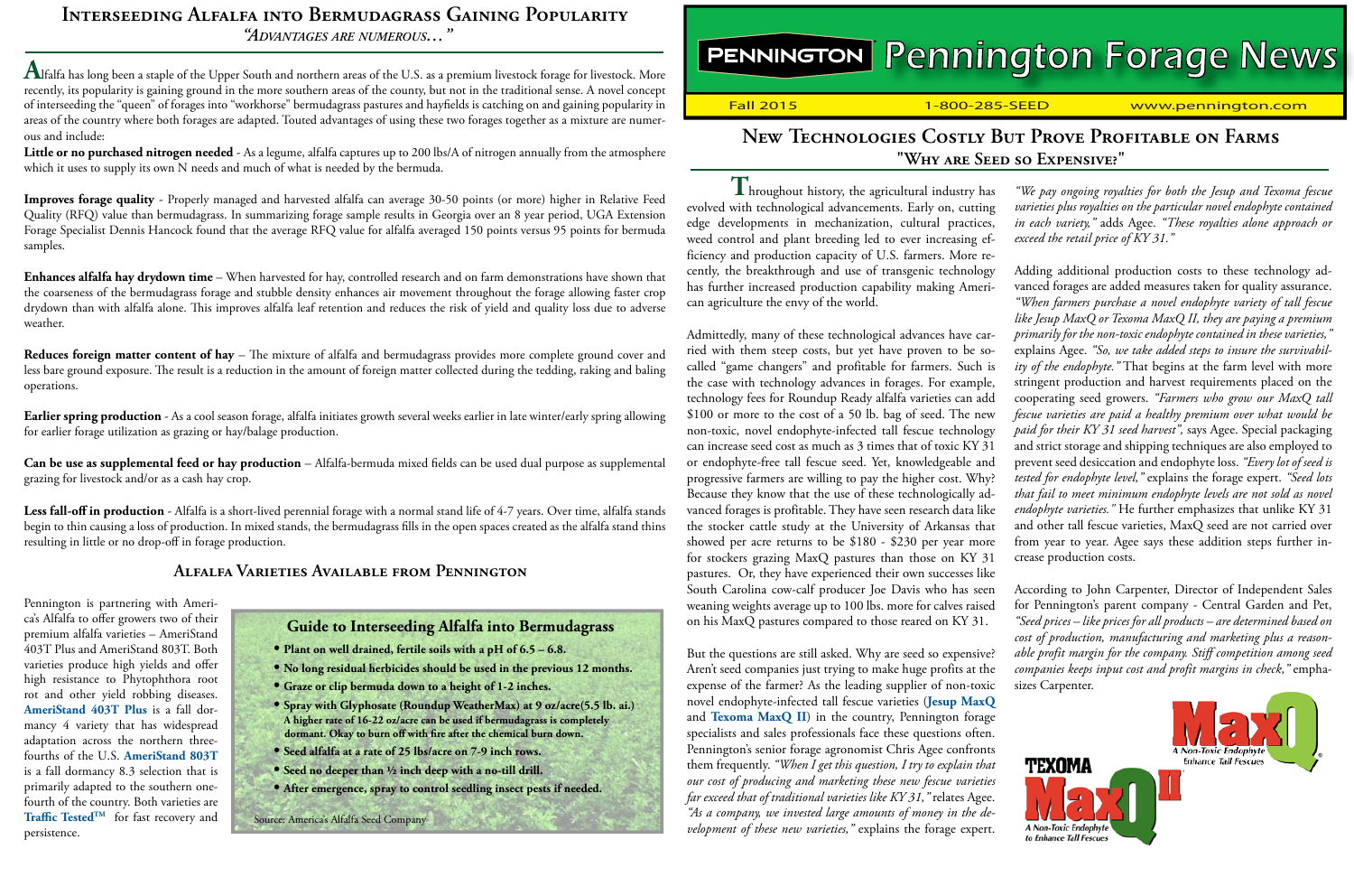# Interseeding Alfalfa into Bermudagrass Gaining Popularity

*"Advantages are numerous…"*

Alfalfa has long been a staple of the Upper South and northern areas of the U.S. as a premium livestock forage for livestock. More recently, its popularity is gaining ground in the more southern areas of the county, but not in the traditional sense. A novel concept of interseeding the "queen" of forages into "workhorse" bermudagrass pastures and hayfields is catching on and gaining popularity in areas of the country where both forages are adapted. Touted advantages of using these two forages together as a mixture are numerous and include:

**Little or no purchased nitrogen needed** - As a legume, alfalfa captures up to 200 lbs/A of nitrogen annually from the atmosphere which it uses to supply its own N needs and much of what is needed by the bermuda.

**Improves forage quality** - Properly managed and harvested alfalfa can average 30-50 points (or more) higher in Relative Feed Quality (RFQ) value than bermudagrass. In summarizing forage sample results in Georgia over an 8 year period, UGA Extension Forage Specialist Dennis Hancock found that the average RFQ value for alfalfa averaged 150 points versus 95 points for bermuda samples.

**Enhances alfalfa hay drydown time** – When harvested for hay, controlled research and on farm demonstrations have shown that the coarseness of the bermudagrass forage and stubble density enhances air movement throughout the forage allowing faster crop drydown than with alfalfa alone. This improves alfalfa leaf retention and reduces the risk of yield and quality loss due to adverse weather.

**Reduces foreign matter content of hay** – The mixture of alfalfa and bermudagrass provides more complete ground cover and less bare ground exposure. The result is a reduction in the amount of foreign matter collected during the tedding, raking and baling operations.

**Earlier spring production** - As a cool season forage, alfalfa initiates growth several weeks earlier in late winter/early spring allowing for earlier forage utilization as grazing or hay/balage production.

**Can be use as supplemental feed or hay production** – Alfalfa-bermuda mixed fields can be used dual purpose as supplemental grazing for livestock and/or as a cash hay crop.

**Less fall-off in production** - Alfalfa is a short-lived perennial forage with a normal stand life of 4-7 years. Over time, alfalfa stands begin to thin causing a loss of production. In mixed stands, the bermudagrass fills in the open spaces created as the alfalfa stand thins resulting in little or no drop-off in forage production.

## Alfalfa Varieties Available from Pennington

Pennington is partnering with America's Alfalfa to offer growers two of their premium alfalfa varieties – AmeriStand 403T Plus and AmeriStand 803T. Both varieties produce high yields and offer high resistance to Phytophthora root rot and other yield robbing diseases. **AmeriStand 403T Plus** is a fall dormancy 4 variety that has widespread adaptation across the northern three-fourths of the U.S. **AmeriStand 803T** is a fall dormancy 8.3 selection that is primarily adapted to the southern one-fourth of the country. Both varieties are **Traffic Tested™** for fast recovery and persistence.

### Guide to Interseeding Alfalfa into Bermudagrass

- **Plant on well drained, fertile soils with a pH of 6.5 – 6.8.**
- **No long residual herbicides should be used in the previous 12 months.**
- **Graze or clip bermuda down to a height of 1-2 inches.**
- **Spray with Glyphosate (Roundup WeatherMax) at 9 oz/acre(5.5 lb. ai.) A higher rate of 16-22 oz/acre can be used if bermudagrass is completely dormant. Okay to burn off with fire after the chemical burn down.**
- **Seed alfalfa at a rate of 25 lbs/acre on 7-9 inch rows.**
- **Seed no deeper than ½ inch deep with a no-till drill.**
- **After emergence, spray to control seedling insect pests if needed.**

Source: America's Alfalfa Seed Company

# Pennington Forage News

Fall 2015 | 1-800-285-SEED | www.pennington.com

## New Technologies Costly But Prove Profitable on Farms

### "Why are Seed so Expensive?"

Throughout history, the agricultural industry has evolved with technological advancements. Early on, cutting edge developments in mechanization, cultural practices, weed control and plant breeding led to ever increasing efficiency and production capacity of U.S. farmers. More recently, the breakthrough and use of transgenic technology has further increased production capability making American agriculture the envy of the world.

Admittedly, many of these technological advances have carried with them steep costs, but yet have proven to be so-called "game changers" and profitable for farmers. Such is the case with technology advances in forages. For example, technology fees for Roundup Ready alfalfa varieties can add $100 or more to the cost of a 50 lb. bag of seed. The new non-toxic, novel endophyte-infected tall fescue technology can increase seed cost as much as 3 times that of toxic KY 31 or endophyte-free tall fescue seed. Yet, knowledgeable and progressive farmers are willing to pay the higher cost. Why? Because they know that the use of these technologically advanced forages is profitable. They have seen research data like the stocker cattle study at the University of Arkansas that showed per acre returns to be $180 - $230 per year more for stockers grazing MaxQ pastures than those on KY 31 pastures. Or, they have experienced their own successes like South Carolina cow-calf producer Joe Davis who has seen weaning weights average up to 100 lbs. more for calves raised on his MaxQ pastures compared to those reared on KY 31.

But the questions are still asked. Why are seed so expensive? Aren't seed companies just trying to make huge profits at the expense of the farmer? As the leading supplier of non-toxic novel endophyte-infected tall fescue varieties (**Jesup MaxQ** and **Texoma MaxQ II**) in the country, Pennington forage specialists and sales professionals face these questions often. Pennington's senior forage agronomist Chris Agee confronts them frequently. *"When I get this question, I try to explain that our cost of producing and marketing these new fescue varieties far exceed that of traditional varieties like KY 31,"* relates Agee. *"As a company, we have invested large amounts of money in the development of these new varieties,"* explains the forage expert. *"We pay ongoing royalties for both the Jesup and Texoma fescue varieties plus royalties on the particular novel endophyte contained in each variety,"* adds Agee. *"These royalties alone approach or exceed the retail price of KY 31."*

Adding additional production costs to these technology advanced forages are added measures taken for quality assurance. *"When farmers purchase a novel endophyte variety of tall fescue like Jesup MaxQ or Texoma MaxQ II, they are paying a premium primarily for the non-toxic endophyte contained in these varieties,"* explains Agee. *"So, we take added steps to insure the survivability of the endophyte."* That begins at the farm level with more stringent production and harvest requirements placed on the cooperating seed growers. *"Farmers who grow our MaxQ tall fescue varieties are paid a healthy premium over what would be paid for their KY 31 seed harvest",* says Agee. Special packaging and strict storage and shipping techniques are also employed to prevent seed desiccation and endophyte loss. *"Every lot of seed is tested for endophyte level,"* explains the forage expert. *"Seed lots that fail to meet minimum endophyte levels are not sold as novel endophyte varieties."* He further emphasizes that unlike KY 31 and other tall fescue varieties, MaxQ seed are not carried over from year to year. Agee says these addition steps further increase production costs.

According to John Carpenter, Director of Independent Sales for Pennington's parent company - Central Garden and Pet, *"Seed prices – like prices for all products – are determined based on cost of production, manufacturing and marketing plus a reasonable profit margin for the company. Stiff competition among seed companies keeps input cost and profit margins in check,"* emphasizes Carpenter.

MaxQ — A Non-Toxic Endophyte Enhance Tall Fescues

Texoma MaxQ II — A Non-Toxic Endophyte to Enhance Tall Fescues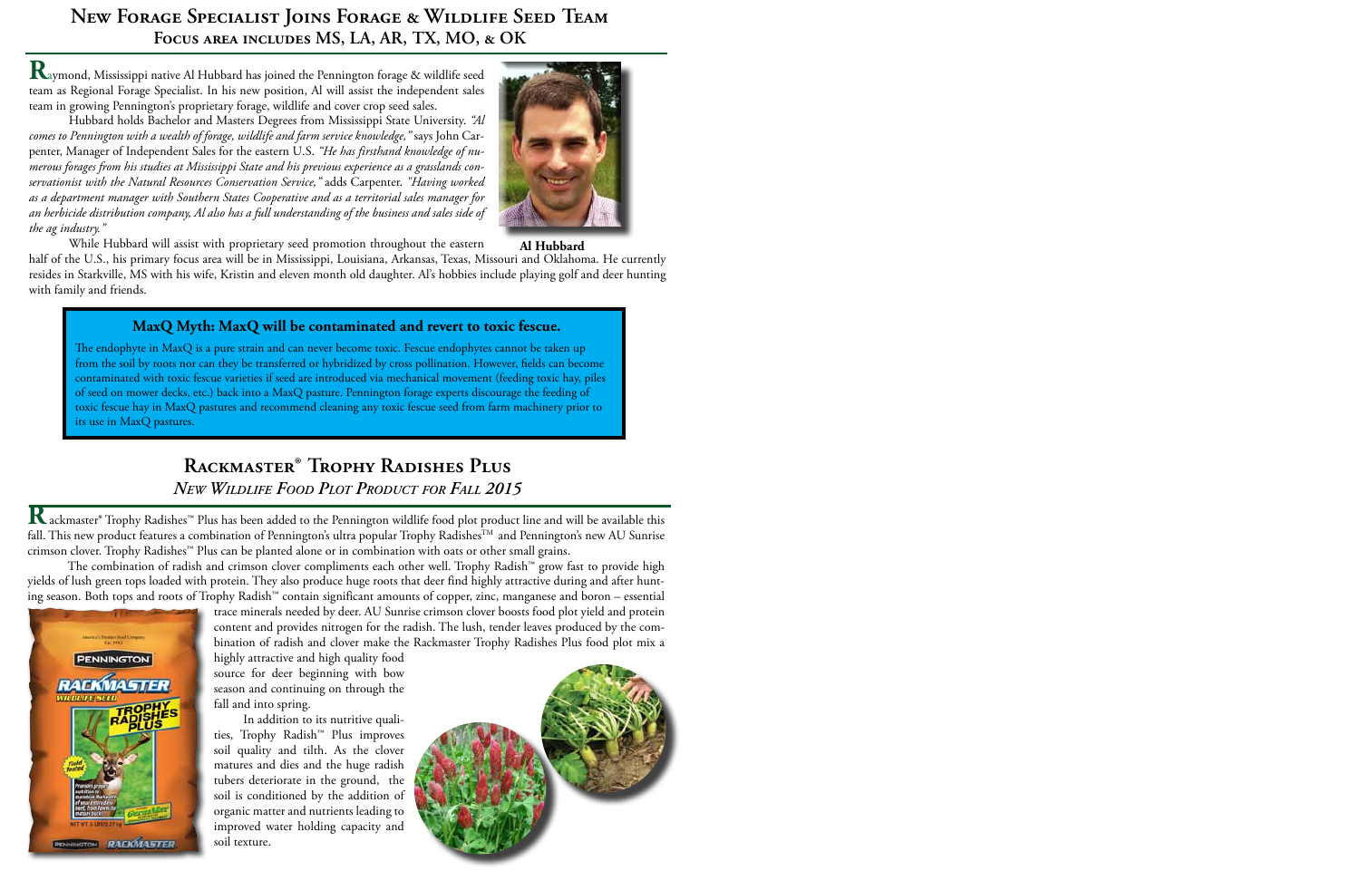## New Forage Specialist Joins Forage & Wildlife Seed Team

### Focus area includes MS, LA, AR, TX, MO, & OK

Raymond, Mississippi native Al Hubbard has joined the Pennington forage & wildlife seed team as Regional Forage Specialist. In his new position, Al will assist the independent sales team in growing Pennington's proprietary forage, wildlife and cover crop seed sales.

Hubbard holds Bachelor and Masters Degrees from Mississippi State University. *"Al comes to Pennington with a wealth of forage, wildlife and farm service knowledge,"* says John Carpenter, Manager of Independent Sales for the eastern U.S. *"He has firsthand knowledge of numerous forages from his studies at Mississippi State and his previous experience as a grasslands conservationist with the Natural Resources Conservation Service,"* adds Carpenter. *"Having worked as a department manager with Southern States Cooperative and as a territorial sales manager for an herbicide distribution company, Al also has a full understanding of the business and sales side of the ag industry."*

**Al Hubbard**

While Hubbard will assist with proprietary seed promotion throughout the eastern half of the U.S., his primary focus area will be in Mississippi, Louisiana, Arkansas, Texas, Missouri and Oklahoma. He currently resides in Starkville, MS with his wife, Kristin and eleven month old daughter. Al's hobbies include playing golf and deer hunting with family and friends.

**MaxQ Myth: MaxQ will be contaminated and revert to toxic fescue.**

The endophyte in MaxQ is a pure strain and can never become toxic. Fescue endophytes cannot be taken up from the soil by roots nor can they be transferred or hybridized by cross pollination. However, fields can become contaminated with toxic fescue varieties if seed are introduced via mechanical movement (feeding toxic hay, piles of seed on mower decks, etc.) back into a MaxQ pasture. Pennington forage experts discourage the feeding of toxic fescue hay in MaxQ pastures and recommend cleaning any toxic fescue seed from farm machinery prior to its use in MaxQ pastures.

## Rackmaster® Trophy Radishes Plus

### *New Wildlife Food Plot Product for Fall 2015*

Rackmaster® Trophy Radishes™ Plus has been added to the Pennington wildlife food plot product line and will be available this fall. This new product features a combination of Pennington's ultra popular Trophy Radishes™ and Pennington's new AU Sunrise crimson clover. Trophy Radishes™ Plus can be planted alone or in combination with oats or other small grains.

The combination of radish and crimson clover compliments each other well. Trophy Radish™ grow fast to provide high yields of lush green tops loaded with protein. They also produce huge roots that deer find highly attractive during and after hunting season. Both tops and roots of Trophy Radish™ contain significant amounts of copper, zinc, manganese and boron – essential trace minerals needed by deer. AU Sunrise crimson clover boosts food plot yield and protein content and provides nitrogen for the radish. The lush, tender leaves produced by the combination of radish and clover make the Rackmaster Trophy Radishes Plus food plot mix a highly attractive and high quality food source for deer beginning with bow season and continuing on through the fall and into spring.

In addition to its nutritive qualities, Trophy Radish™ Plus improves soil quality and tilth. As the clover matures and dies and the huge radish tubers deteriorate in the ground, the soil is conditioned by the addition of organic matter and nutrients leading to improved water holding capacity and soil texture.